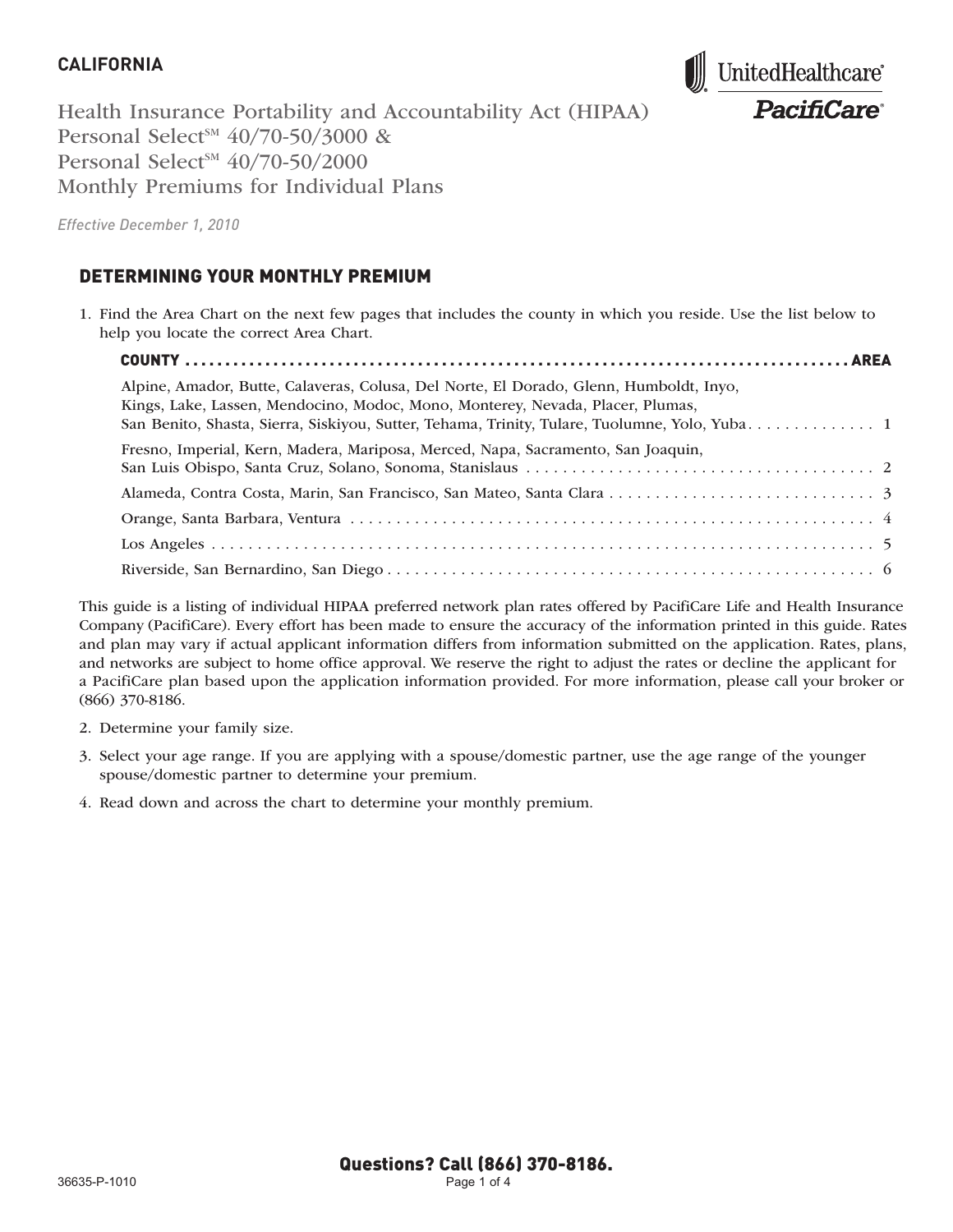**CALIFORNIA**

# Health Insurance Portability and Accountability Act (HIPAA) Personal Select℠ 40/70-50/3000 & Personal Select℠ 40/70-50/2000 Monthly Premiums for Individual Plans

*Effective December 1, 2010*

## DETERMINING YOUR MONTHLY PREMIUM

1. Find the Area Chart on the next few pages that includes the county in which you reside. Use the list below to help you locate the correct Area Chart.

| COUNTY | AREA |
|---|---|
| Alpine, Amador, Butte, Calaveras, Colusa, Del Norte, El Dorado, Glenn, Humboldt, Inyo, Kings, Lake, Lassen, Mendocino, Modoc, Mono, Monterey, Nevada, Placer, Plumas, San Benito, Shasta, Sierra, Siskiyou, Sutter, Tehama, Trinity, Tulare, Tuolumne, Yolo, Yuba | 1 |
| Fresno, Imperial, Kern, Madera, Mariposa, Merced, Napa, Sacramento, San Joaquin, San Luis Obispo, Santa Cruz, Solano, Sonoma, Stanislaus | 2 |
| Alameda, Contra Costa, Marin, San Francisco, San Mateo, Santa Clara | 3 |
| Orange, Santa Barbara, Ventura | 4 |
| Los Angeles | 5 |
| Riverside, San Bernardino, San Diego | 6 |

This guide is a listing of individual HIPAA preferred network plan rates offered by PacifiCare Life and Health Insurance Company (PacifiCare). Every effort has been made to ensure the accuracy of the information printed in this guide. Rates and plan may vary if actual applicant information differs from information submitted on the application. Rates, plans, and networks are subject to home office approval. We reserve the right to adjust the rates or decline the applicant for a PacifiCare plan based upon the application information provided. For more information, please call your broker or (866) 370-8186.

2. Determine your family size.
3. Select your age range. If you are applying with a spouse/domestic partner, use the age range of the younger spouse/domestic partner to determine your premium.
4. Read down and across the chart to determine your monthly premium.

**Questions? Call (866) 370-8186.**

36635-P-1010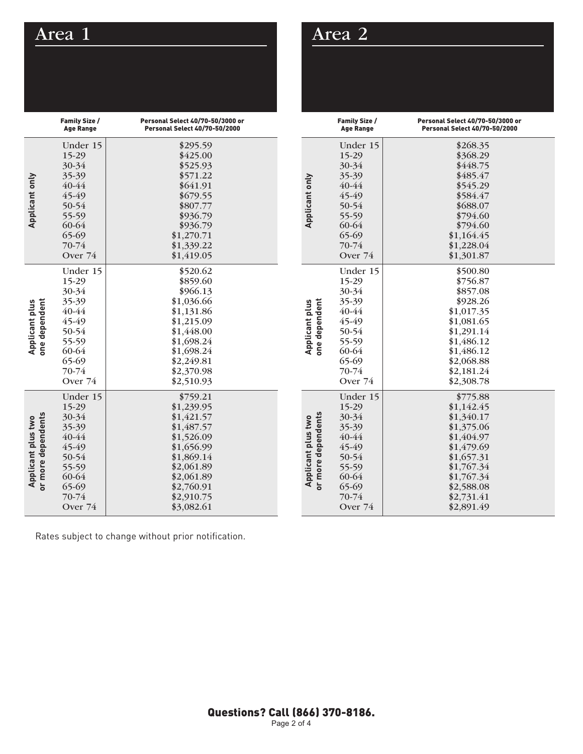## Area 1

| | Family Size / Age Range | Personal Select 40/70-50/3000 or Personal Select 40/70-50/2000 |
|---|---|---|
| Applicant only | Under 15 | $295.59 |
| | 15-29 | $425.00 |
| | 30-34 | $525.93 |
| | 35-39 | $571.22 |
| | 40-44 | $641.91 |
| | 45-49 | $679.55 |
| | 50-54 | $807.77 |
| | 55-59 | $936.79 |
| | 60-64 | $936.79 |
| | 65-69 | $1,270.71 |
| | 70-74 | $1,339.22 |
| | Over 74 | $1,419.05 |
| Applicant plus one dependent | Under 15 | $520.62 |
| | 15-29 | $859.60 |
| | 30-34 | $966.13 |
| | 35-39 | $1,036.66 |
| | 40-44 | $1,131.86 |
| | 45-49 | $1,215.09 |
| | 50-54 | $1,448.00 |
| | 55-59 | $1,698.24 |
| | 60-64 | $1,698.24 |
| | 65-69 | $2,249.81 |
| | 70-74 | $2,370.98 |
| | Over 74 | $2,510.93 |
| Applicant plus two or more dependents | Under 15 | $759.21 |
| | 15-29 | $1,239.95 |
| | 30-34 | $1,421.57 |
| | 35-39 | $1,487.57 |
| | 40-44 | $1,526.09 |
| | 45-49 | $1,656.99 |
| | 50-54 | $1,869.14 |
| | 55-59 | $2,061.89 |
| | 60-64 | $2,061.89 |
| | 65-69 | $2,760.91 |
| | 70-74 | $2,910.75 |
| | Over 74 | $3,082.61 |

## Area 2

| | Family Size / Age Range | Personal Select 40/70-50/3000 or Personal Select 40/70-50/2000 |
|---|---|---|
| Applicant only | Under 15 | $268.35 |
| | 15-29 | $368.29 |
| | 30-34 | $448.75 |
| | 35-39 | $485.47 |
| | 40-44 | $545.29 |
| | 45-49 | $584.47 |
| | 50-54 | $688.07 |
| | 55-59 | $794.60 |
| | 60-64 | $794.60 |
| | 65-69 | $1,164.45 |
| | 70-74 | $1,228.04 |
| | Over 74 | $1,301.87 |
| Applicant plus one dependent | Under 15 | $500.80 |
| | 15-29 | $756.87 |
| | 30-34 | $857.08 |
| | 35-39 | $928.26 |
| | 40-44 | $1,017.35 |
| | 45-49 | $1,081.65 |
| | 50-54 | $1,291.14 |
| | 55-59 | $1,486.12 |
| | 60-64 | $1,486.12 |
| | 65-69 | $2,068.88 |
| | 70-74 | $2,181.24 |
| | Over 74 | $2,308.78 |
| Applicant plus two or more dependents | Under 15 | $775.88 |
| | 15-29 | $1,142.45 |
| | 30-34 | $1,340.17 |
| | 35-39 | $1,375.06 |
| | 40-44 | $1,404.97 |
| | 45-49 | $1,479.69 |
| | 50-54 | $1,657.31 |
| | 55-59 | $1,767.34 |
| | 60-64 | $1,767.34 |
| | 65-69 | $2,588.08 |
| | 70-74 | $2,731.41 |
| | Over 74 | $2,891.49 |

Rates subject to change without prior notification.

**Questions? Call (866) 370-8186.**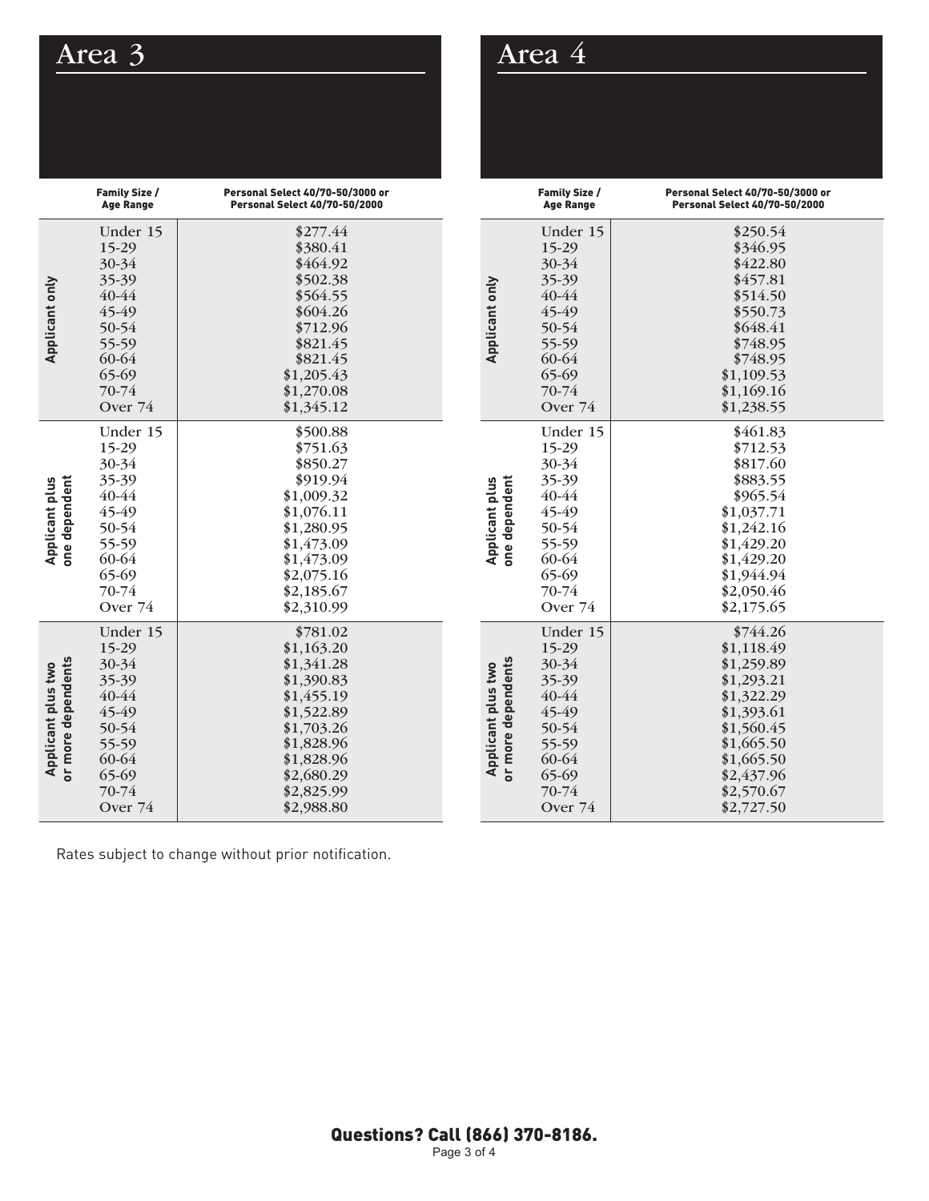# Area 3

| | Family Size / Age Range | Personal Select 40/70-50/3000 or Personal Select 40/70-50/2000 |
|---|---|---|
| **Applicant only** | Under 15 | $277.44 |
| | 15-29 | $380.41 |
| | 30-34 | $464.92 |
| | 35-39 | $502.38 |
| | 40-44 | $564.55 |
| | 45-49 | $604.26 |
| | 50-54 | $712.96 |
| | 55-59 | $821.45 |
| | 60-64 | $821.45 |
| | 65-69 | $1,205.43 |
| | 70-74 | $1,270.08 |
| | Over 74 | $1,345.12 |
| **Applicant plus one dependent** | Under 15 | $500.88 |
| | 15-29 | $751.63 |
| | 30-34 | $850.27 |
| | 35-39 | $919.94 |
| | 40-44 | $1,009.32 |
| | 45-49 | $1,076.11 |
| | 50-54 | $1,280.95 |
| | 55-59 | $1,473.09 |
| | 60-64 | $1,473.09 |
| | 65-69 | $2,075.16 |
| | 70-74 | $2,185.67 |
| | Over 74 | $2,310.99 |
| **Applicant plus two or more dependents** | Under 15 | $781.02 |
| | 15-29 | $1,163.20 |
| | 30-34 | $1,341.28 |
| | 35-39 | $1,390.83 |
| | 40-44 | $1,455.19 |
| | 45-49 | $1,522.89 |
| | 50-54 | $1,703.26 |
| | 55-59 | $1,828.96 |
| | 60-64 | $1,828.96 |
| | 65-69 | $2,680.29 |
| | 70-74 | $2,825.99 |
| | Over 74 | $2,988.80 |

# Area 4

| | Family Size / Age Range | Personal Select 40/70-50/3000 or Personal Select 40/70-50/2000 |
|---|---|---|
| **Applicant only** | Under 15 | $250.54 |
| | 15-29 | $346.95 |
| | 30-34 | $422.80 |
| | 35-39 | $457.81 |
| | 40-44 | $514.50 |
| | 45-49 | $550.73 |
| | 50-54 | $648.41 |
| | 55-59 | $748.95 |
| | 60-64 | $748.95 |
| | 65-69 | $1,109.53 |
| | 70-74 | $1,169.16 |
| | Over 74 | $1,238.55 |
| **Applicant plus one dependent** | Under 15 | $461.83 |
| | 15-29 | $712.53 |
| | 30-34 | $817.60 |
| | 35-39 | $883.55 |
| | 40-44 | $965.54 |
| | 45-49 | $1,037.71 |
| | 50-54 | $1,242.16 |
| | 55-59 | $1,429.20 |
| | 60-64 | $1,429.20 |
| | 65-69 | $1,944.94 |
| | 70-74 | $2,050.46 |
| | Over 74 | $2,175.65 |
| **Applicant plus two or more dependents** | Under 15 | $744.26 |
| | 15-29 | $1,118.49 |
| | 30-34 | $1,259.89 |
| | 35-39 | $1,293.21 |
| | 40-44 | $1,322.29 |
| | 45-49 | $1,393.61 |
| | 50-54 | $1,560.45 |
| | 55-59 | $1,665.50 |
| | 60-64 | $1,665.50 |
| | 65-69 | $2,437.96 |
| | 70-74 | $2,570.67 |
| | Over 74 | $2,727.50 |

Rates subject to change without prior notification.

**Questions? Call (866) 370-8186.**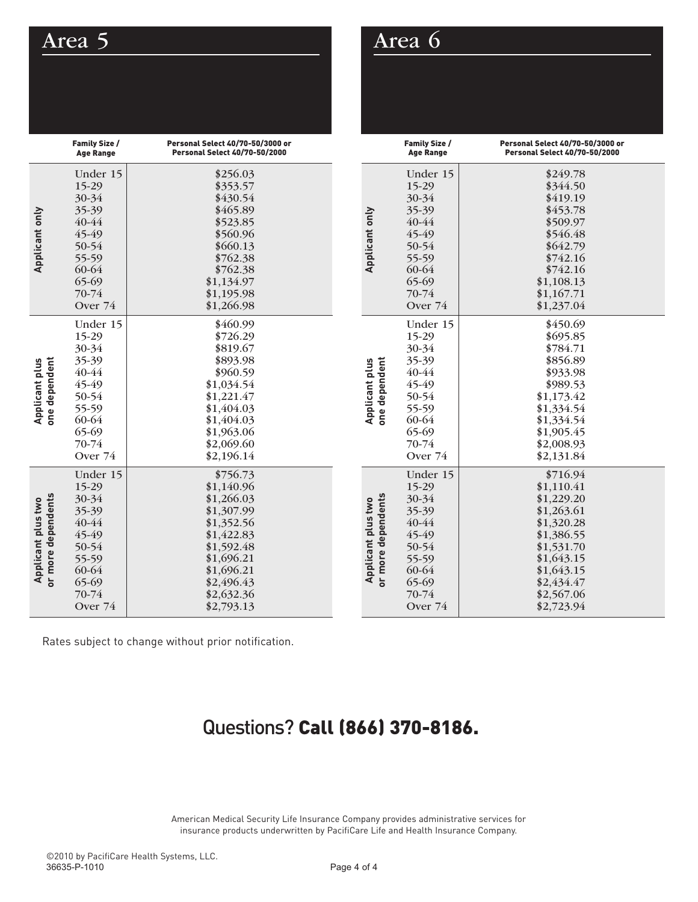## Area 5

| | Family Size / Age Range | Personal Select 40/70-50/3000 or Personal Select 40/70-50/2000 |
|---|---|---|
| Applicant only | Under 15 | $256.03 |
| | 15-29 | $353.57 |
| | 30-34 | $430.54 |
| | 35-39 | $465.89 |
| | 40-44 | $523.85 |
| | 45-49 | $560.96 |
| | 50-54 | $660.13 |
| | 55-59 | $762.38 |
| | 60-64 | $762.38 |
| | 65-69 | $1,134.97 |
| | 70-74 | $1,195.98 |
| | Over 74 | $1,266.98 |
| Applicant plus one dependent | Under 15 | $460.99 |
| | 15-29 | $726.29 |
| | 30-34 | $819.67 |
| | 35-39 | $893.98 |
| | 40-44 | $960.59 |
| | 45-49 | $1,034.54 |
| | 50-54 | $1,221.47 |
| | 55-59 | $1,404.03 |
| | 60-64 | $1,404.03 |
| | 65-69 | $1,963.06 |
| | 70-74 | $2,069.60 |
| | Over 74 | $2,196.14 |
| Applicant plus two or more dependents | Under 15 | $756.73 |
| | 15-29 | $1,140.96 |
| | 30-34 | $1,266.03 |
| | 35-39 | $1,307.99 |
| | 40-44 | $1,352.56 |
| | 45-49 | $1,422.83 |
| | 50-54 | $1,592.48 |
| | 55-59 | $1,696.21 |
| | 60-64 | $1,696.21 |
| | 65-69 | $2,496.43 |
| | 70-74 | $2,632.36 |
| | Over 74 | $2,793.13 |

## Area 6

| | Family Size / Age Range | Personal Select 40/70-50/3000 or Personal Select 40/70-50/2000 |
|---|---|---|
| Applicant only | Under 15 | $249.78 |
| | 15-29 | $344.50 |
| | 30-34 | $419.19 |
| | 35-39 | $453.78 |
| | 40-44 | $509.97 |
| | 45-49 | $546.48 |
| | 50-54 | $642.79 |
| | 55-59 | $742.16 |
| | 60-64 | $742.16 |
| | 65-69 | $1,108.13 |
| | 70-74 | $1,167.71 |
| | Over 74 | $1,237.04 |
| Applicant plus one dependent | Under 15 | $450.69 |
| | 15-29 | $695.85 |
| | 30-34 | $784.71 |
| | 35-39 | $856.89 |
| | 40-44 | $933.98 |
| | 45-49 | $989.53 |
| | 50-54 | $1,173.42 |
| | 55-59 | $1,334.54 |
| | 60-64 | $1,334.54 |
| | 65-69 | $1,905.45 |
| | 70-74 | $2,008.93 |
| | Over 74 | $2,131.84 |
| Applicant plus two or more dependents | Under 15 | $716.94 |
| | 15-29 | $1,110.41 |
| | 30-34 | $1,229.20 |
| | 35-39 | $1,263.61 |
| | 40-44 | $1,320.28 |
| | 45-49 | $1,386.55 |
| | 50-54 | $1,531.70 |
| | 55-59 | $1,643.15 |
| | 60-64 | $1,643.15 |
| | 65-69 | $2,434.47 |
| | 70-74 | $2,567.06 |
| | Over 74 | $2,723.94 |

Rates subject to change without prior notification.

## Questions? **Call (866) 370-8186.**

American Medical Security Life Insurance Company provides administrative services for insurance products underwritten by PacifiCare Life and Health Insurance Company.

©2010 by PacifiCare Health Systems, LLC.
36635-P-1010